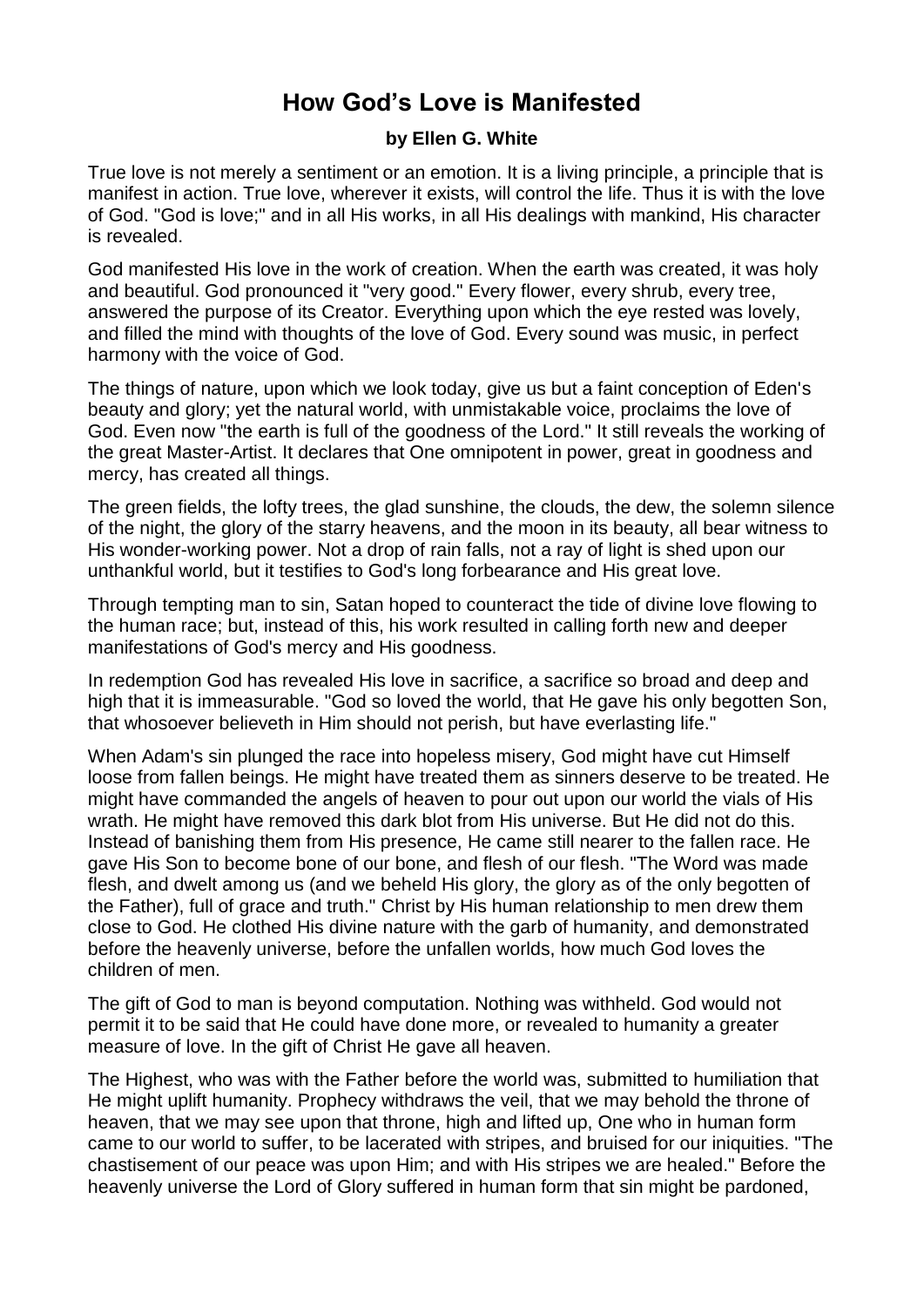# How God's Love is Manifested

**by Ellen G. White**

True love is not merely a sentiment or an emotion. It is a living principle, a principle that is manifest in action. True love, wherever it exists, will control the life. Thus it is with the love of God. "God is love;" and in all His works, in all His dealings with mankind, His character is revealed.

God manifested His love in the work of creation. When the earth was created, it was holy and beautiful. God pronounced it "very good." Every flower, every shrub, every tree, answered the purpose of its Creator. Everything upon which the eye rested was lovely, and filled the mind with thoughts of the love of God. Every sound was music, in perfect harmony with the voice of God.

The things of nature, upon which we look today, give us but a faint conception of Eden's beauty and glory; yet the natural world, with unmistakable voice, proclaims the love of God. Even now "the earth is full of the goodness of the Lord." It still reveals the working of the great Master-Artist. It declares that One omnipotent in power, great in goodness and mercy, has created all things.

The green fields, the lofty trees, the glad sunshine, the clouds, the dew, the solemn silence of the night, the glory of the starry heavens, and the moon in its beauty, all bear witness to His wonder-working power. Not a drop of rain falls, not a ray of light is shed upon our unthankful world, but it testifies to God's long forbearance and His great love.

Through tempting man to sin, Satan hoped to counteract the tide of divine love flowing to the human race; but, instead of this, his work resulted in calling forth new and deeper manifestations of God's mercy and His goodness.

In redemption God has revealed His love in sacrifice, a sacrifice so broad and deep and high that it is immeasurable. "God so loved the world, that He gave his only begotten Son, that whosoever believeth in Him should not perish, but have everlasting life."

When Adam's sin plunged the race into hopeless misery, God might have cut Himself loose from fallen beings. He might have treated them as sinners deserve to be treated. He might have commanded the angels of heaven to pour out upon our world the vials of His wrath. He might have removed this dark blot from His universe. But He did not do this. Instead of banishing them from His presence, He came still nearer to the fallen race. He gave His Son to become bone of our bone, and flesh of our flesh. "The Word was made flesh, and dwelt among us (and we beheld His glory, the glory as of the only begotten of the Father), full of grace and truth." Christ by His human relationship to men drew them close to God. He clothed His divine nature with the garb of humanity, and demonstrated before the heavenly universe, before the unfallen worlds, how much God loves the children of men.

The gift of God to man is beyond computation. Nothing was withheld. God would not permit it to be said that He could have done more, or revealed to humanity a greater measure of love. In the gift of Christ He gave all heaven.

The Highest, who was with the Father before the world was, submitted to humiliation that He might uplift humanity. Prophecy withdraws the veil, that we may behold the throne of heaven, that we may see upon that throne, high and lifted up, One who in human form came to our world to suffer, to be lacerated with stripes, and bruised for our iniquities. "The chastisement of our peace was upon Him; and with His stripes we are healed." Before the heavenly universe the Lord of Glory suffered in human form that sin might be pardoned,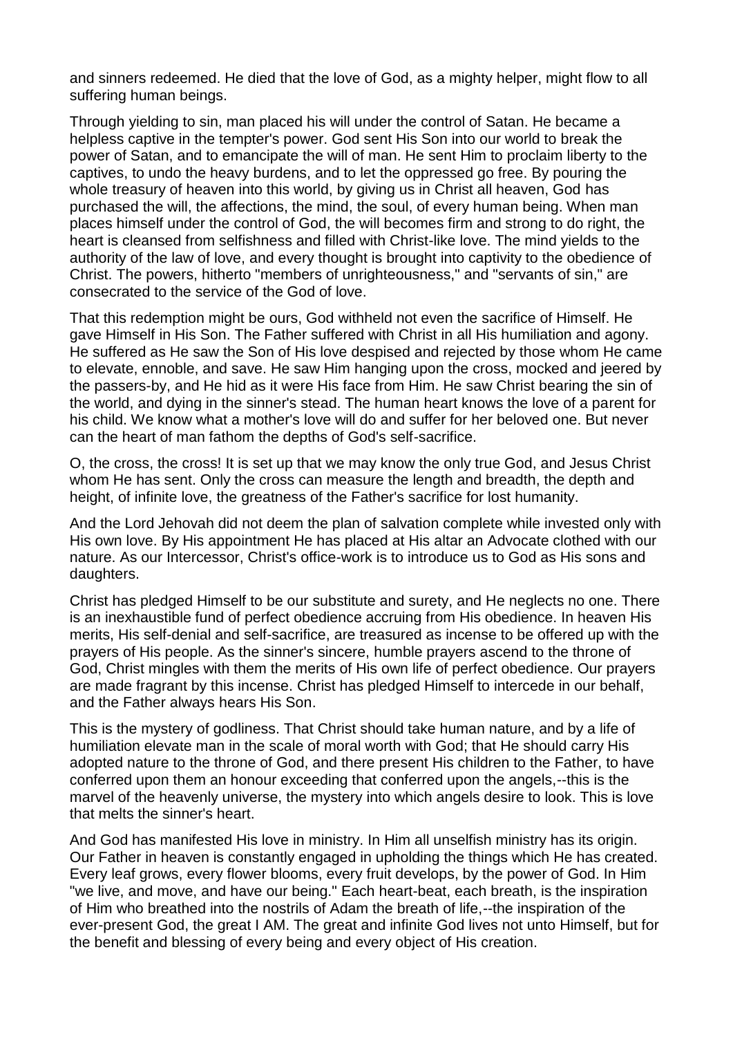and sinners redeemed. He died that the love of God, as a mighty helper, might flow to all suffering human beings.

Through yielding to sin, man placed his will under the control of Satan. He became a helpless captive in the tempter's power. God sent His Son into our world to break the power of Satan, and to emancipate the will of man. He sent Him to proclaim liberty to the captives, to undo the heavy burdens, and to let the oppressed go free. By pouring the whole treasury of heaven into this world, by giving us in Christ all heaven, God has purchased the will, the affections, the mind, the soul, of every human being. When man places himself under the control of God, the will becomes firm and strong to do right, the heart is cleansed from selfishness and filled with Christ-like love. The mind yields to the authority of the law of love, and every thought is brought into captivity to the obedience of Christ. The powers, hitherto "members of unrighteousness," and "servants of sin," are consecrated to the service of the God of love.

That this redemption might be ours, God withheld not even the sacrifice of Himself. He gave Himself in His Son. The Father suffered with Christ in all His humiliation and agony. He suffered as He saw the Son of His love despised and rejected by those whom He came to elevate, ennoble, and save. He saw Him hanging upon the cross, mocked and jeered by the passers-by, and He hid as it were His face from Him. He saw Christ bearing the sin of the world, and dying in the sinner's stead. The human heart knows the love of a parent for his child. We know what a mother's love will do and suffer for her beloved one. But never can the heart of man fathom the depths of God's self-sacrifice.

O, the cross, the cross! It is set up that we may know the only true God, and Jesus Christ whom He has sent. Only the cross can measure the length and breadth, the depth and height, of infinite love, the greatness of the Father's sacrifice for lost humanity.

And the Lord Jehovah did not deem the plan of salvation complete while invested only with His own love. By His appointment He has placed at His altar an Advocate clothed with our nature. As our Intercessor, Christ's office-work is to introduce us to God as His sons and daughters.

Christ has pledged Himself to be our substitute and surety, and He neglects no one. There is an inexhaustible fund of perfect obedience accruing from His obedience. In heaven His merits, His self-denial and self-sacrifice, are treasured as incense to be offered up with the prayers of His people. As the sinner's sincere, humble prayers ascend to the throne of God, Christ mingles with them the merits of His own life of perfect obedience. Our prayers are made fragrant by this incense. Christ has pledged Himself to intercede in our behalf, and the Father always hears His Son.

This is the mystery of godliness. That Christ should take human nature, and by a life of humiliation elevate man in the scale of moral worth with God; that He should carry His adopted nature to the throne of God, and there present His children to the Father, to have conferred upon them an honour exceeding that conferred upon the angels,--this is the marvel of the heavenly universe, the mystery into which angels desire to look. This is love that melts the sinner's heart.

And God has manifested His love in ministry. In Him all unselfish ministry has its origin. Our Father in heaven is constantly engaged in upholding the things which He has created. Every leaf grows, every flower blooms, every fruit develops, by the power of God. In Him "we live, and move, and have our being." Each heart-beat, each breath, is the inspiration of Him who breathed into the nostrils of Adam the breath of life,--the inspiration of the ever-present God, the great I AM. The great and infinite God lives not unto Himself, but for the benefit and blessing of every being and every object of His creation.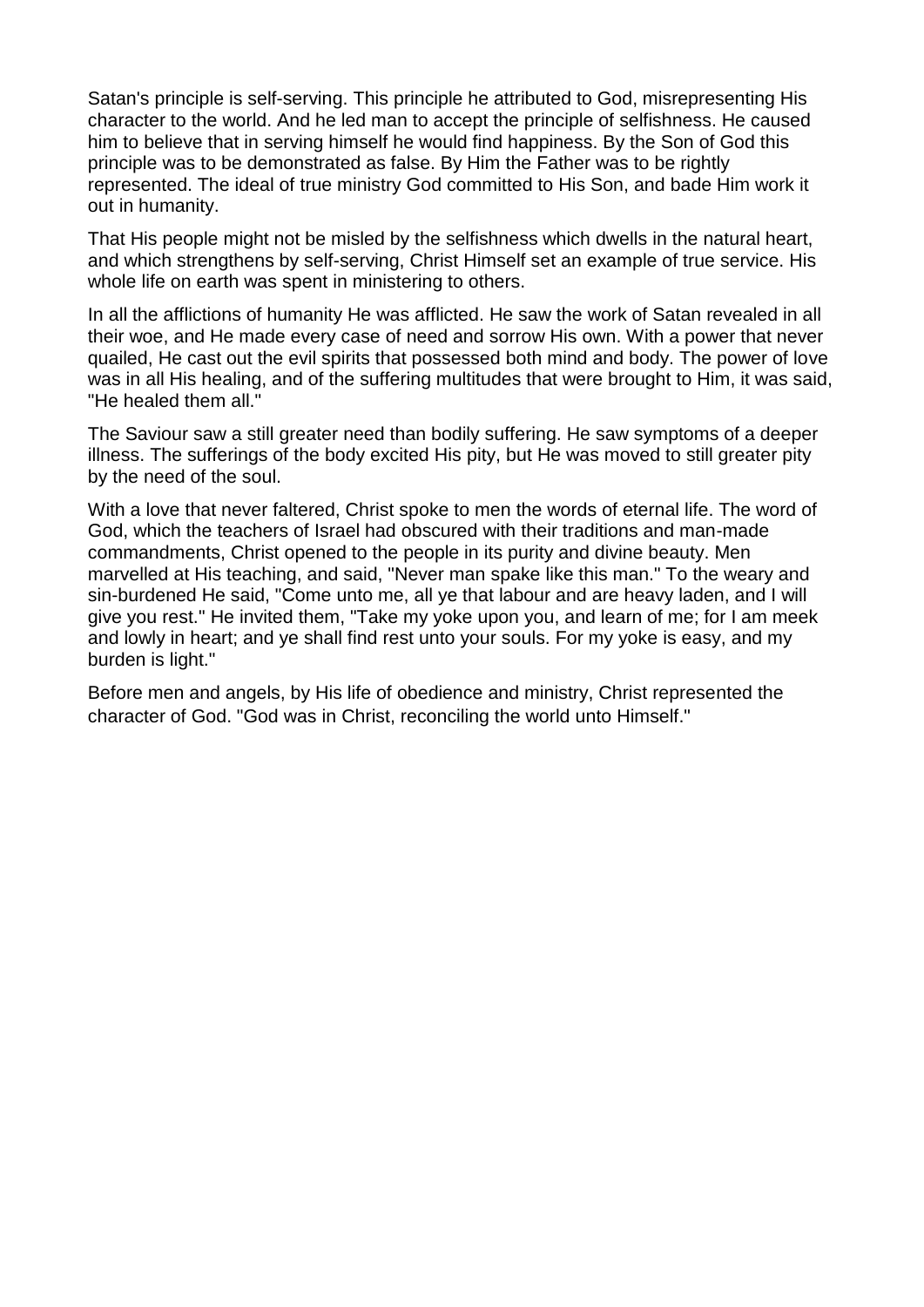Satan's principle is self-serving. This principle he attributed to God, misrepresenting His character to the world. And he led man to accept the principle of selfishness. He caused him to believe that in serving himself he would find happiness. By the Son of God this principle was to be demonstrated as false. By Him the Father was to be rightly represented. The ideal of true ministry God committed to His Son, and bade Him work it out in humanity.

That His people might not be misled by the selfishness which dwells in the natural heart, and which strengthens by self-serving, Christ Himself set an example of true service. His whole life on earth was spent in ministering to others.

In all the afflictions of humanity He was afflicted. He saw the work of Satan revealed in all their woe, and He made every case of need and sorrow His own. With a power that never quailed, He cast out the evil spirits that possessed both mind and body. The power of love was in all His healing, and of the suffering multitudes that were brought to Him, it was said, "He healed them all."

The Saviour saw a still greater need than bodily suffering. He saw symptoms of a deeper illness. The sufferings of the body excited His pity, but He was moved to still greater pity by the need of the soul.

With a love that never faltered, Christ spoke to men the words of eternal life. The word of God, which the teachers of Israel had obscured with their traditions and man-made commandments, Christ opened to the people in its purity and divine beauty. Men marvelled at His teaching, and said, "Never man spake like this man." To the weary and sin-burdened He said, "Come unto me, all ye that labour and are heavy laden, and I will give you rest." He invited them, "Take my yoke upon you, and learn of me; for I am meek and lowly in heart; and ye shall find rest unto your souls. For my yoke is easy, and my burden is light."

Before men and angels, by His life of obedience and ministry, Christ represented the character of God. "God was in Christ, reconciling the world unto Himself."